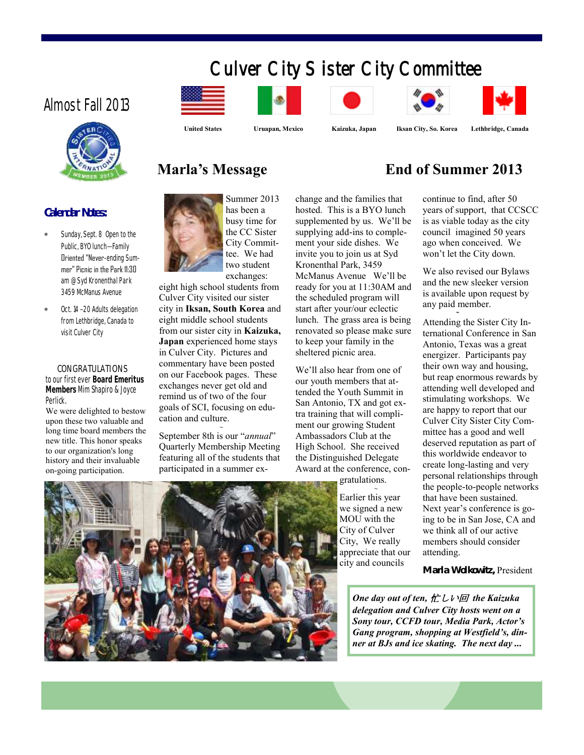# Culver City Sister City Committee

Almost Fall 2013

United States | Uruapan, Mexico | Kaizuka, Japan | Iksan City, So. Korea | Lethbridge, Canada

**Calendar Notes:**

- Sunday, Sept. 8 Open to the Public, BYO lunch—Family Oriented "Never-ending Summer" Picnic in the Park 11:30 am @ Syd Kronenthal Park 3459 McManus Avenue
- Oct. 14 –20 Adults delegation from Lethbridge, Canada to visit Culver City

CONGRATULATIONS to our first ever **Board Emeritus Members** Mim Shapiro & Joyce Perlick.

We were delighted to bestow upon these two valuable and long time board members the new title. This honor speaks to our organization's long history and their invaluable on-going participation.

## Marla's Message

## End of Summer 2013

Summer 2013 has been a busy time for the CC Sister City Committee. We had two student exchanges: eight high school students from Culver City visited our sister city in **Iksan, South Korea** and eight middle school students from our sister city in **Kaizuka, Japan** experienced home stays in Culver City. Pictures and commentary have been posted on our Facebook pages. These exchanges never get old and remind us of two of the four goals of SCI, focusing on education and culture.

~

September 8th is our "*annual*" Quarterly Membership Meeting featuring all of the students that participated in a summer exchange and the families that hosted. This is a BYO lunch supplemented by us. We'll be supplying add-ins to complement your side dishes. We invite you to join us at Syd Kronenthal Park, 3459 McManus Avenue We'll be ready for you at 11:30AM and the scheduled program will start after your/our eclectic lunch. The grass area is being renovated so please make sure to keep your family in the sheltered picnic area.

We'll also hear from one of our youth members that attended the Youth Summit in San Antonio, TX and got extra training that will compliment our growing Student Ambassadors Club at the High School. She received the Distinguished Delegate Award at the conference, congratulations.

~

Earlier this year we signed a new MOU with the City of Culver City, We really appreciate that our city and councils continue to find, after 50 years of support, that CCSCC is as viable today as the city council imagined 50 years ago when conceived. We won't let the City down.

We also revised our Bylaws and the new sleeker version is available upon request by any paid member.

~

Attending the Sister City International Conference in San Antonio, Texas was a great energizer. Participants pay their own way and housing, but reap enormous rewards by attending well developed and stimulating workshops. We are happy to report that our Culver City Sister City Committee has a good and well deserved reputation as part of this worldwide endeavor to create long-lasting and very personal relationships through the people-to-people networks that have been sustained. Next year's conference is going to be in San Jose, CA and we think all of our active members should consider attending.

**Marla Wolkowitz,** President

***One day out of ten, 忙しい回 the Kaizuka delegation and Culver City hosts went on a Sony tour, CCFD tour, Media Park, Actor's Gang program, shopping at Westfield's, dinner at BJs and ice skating. The next day ...***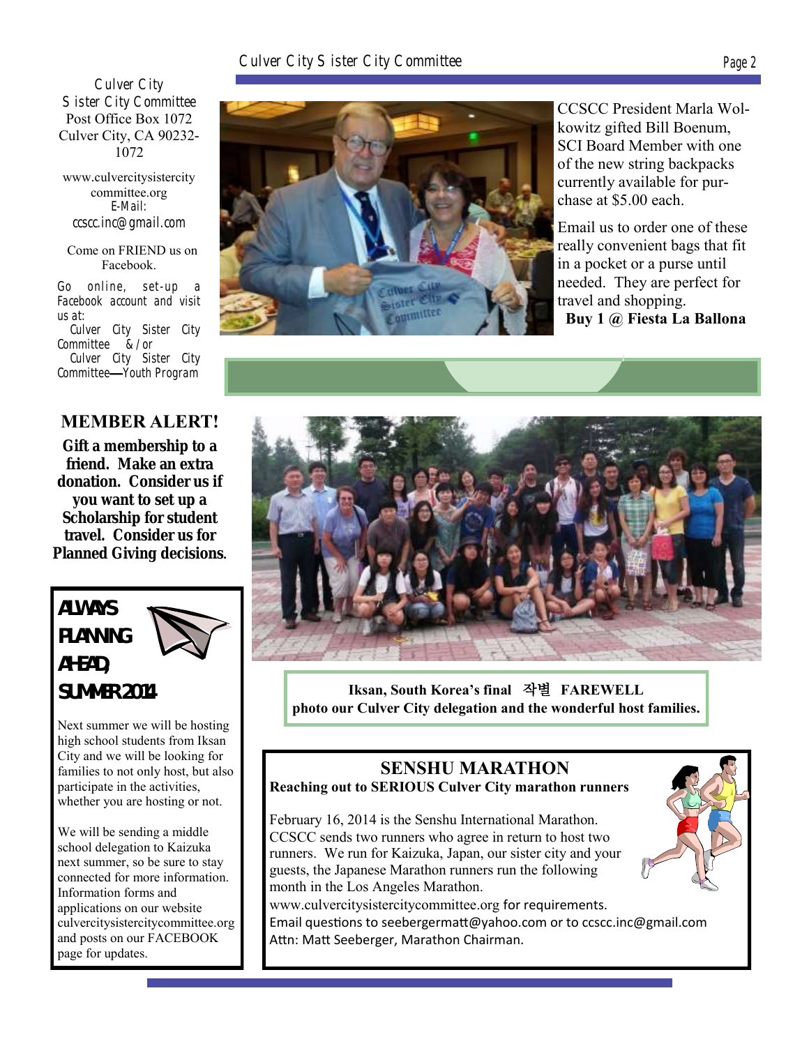Culver City Sister City Committee
Post Office Box 1072
Culver City, CA 90232-1072

www.culvercitysistercitycommittee.org
E-Mail:
ccscc.inc@gmail.com

Come on FRIEND us on Facebook.

Go online, set-up a Facebook account and visit us at:
Culver City Sister City Committee & / or
Culver City Sister City Committee—Youth Program

CCSCC President Marla Wolkowitz gifted Bill Boenum, SCI Board Member with one of the new string backpacks currently available for purchase at $5.00 each.

Email us to order one of these really convenient bags that fit in a pocket or a purse until needed. They are perfect for travel and shopping.
**Buy 1 @ Fiesta La Ballona**

## MEMBER ALERT!

**Gift a membership to a friend. Make an extra donation. Consider us if you want to set up a Scholarship for student travel. Consider us for Planned Giving decisions.**

**Iksan, South Korea's final 작별 FAREWELL photo our Culver City delegation and the wonderful host families.**

## ALWAYS PLANNING AHEAD, SUMMER 2014

Next summer we will be hosting high school students from Iksan City and we will be looking for families to not only host, but also participate in the activities, whether you are hosting or not.

We will be sending a middle school delegation to Kaizuka next summer, so be sure to stay connected for more information. Information forms and applications on our website culvercitysistercitycommittee.org and posts on our FACEBOOK page for updates.

## SENSHU MARATHON

**Reaching out to SERIOUS Culver City marathon runners**

February 16, 2014 is the Senshu International Marathon. CCSCC sends two runners who agree in return to host two runners. We run for Kaizuka, Japan, our sister city and your guests, the Japanese Marathon runners run the following month in the Los Angeles Marathon.
www.culvercitysistercitycommittee.org for requirements.
Email questions to seebergermatt@yahoo.com or to ccscc.inc@gmail.com
Attn: Matt Seeberger, Marathon Chairman.